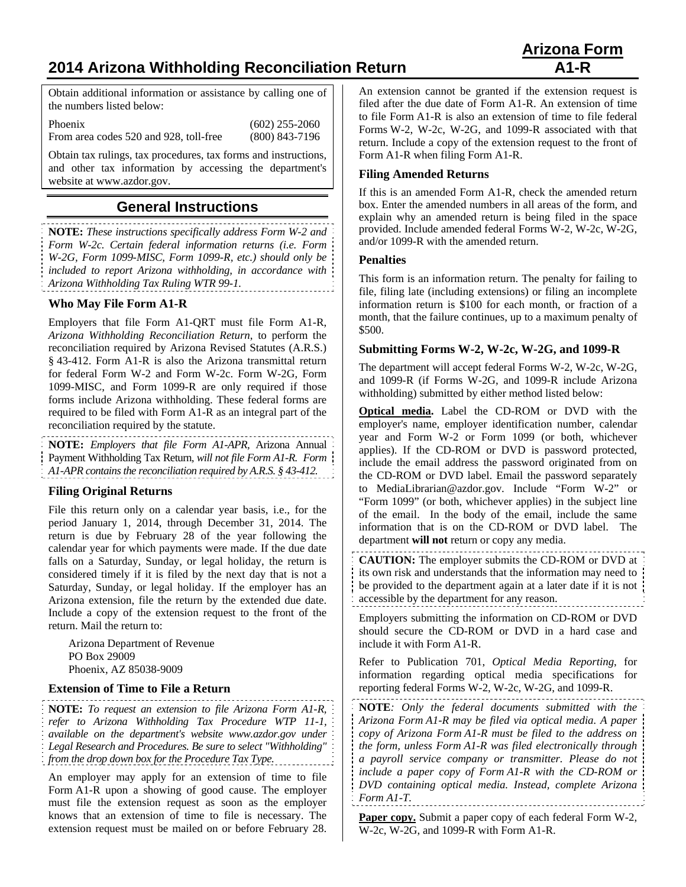# 2014 Arizona Withholding Reconciliation Return

**Arizona Form A1-R**

Obtain additional information or assistance by calling one of the numbers listed below:

| | |
|---|---|
| Phoenix | (602) 255-2060 |
| From area codes 520 and 928, toll-free | (800) 843-7196 |

Obtain tax rulings, tax procedures, tax forms and instructions, and other tax information by accessing the department's website at www.azdor.gov.

## General Instructions

**NOTE:** *These instructions specifically address Form W-2 and Form W-2c. Certain federal information returns (i.e. Form W-2G, Form 1099-MISC, Form 1099-R, etc.) should only be included to report Arizona withholding, in accordance with Arizona Withholding Tax Ruling WTR 99-1.*

### Who May File Form A1-R

Employers that file Form A1-QRT must file Form A1-R, *Arizona Withholding Reconciliation Return*, to perform the reconciliation required by Arizona Revised Statutes (A.R.S.) § 43-412. Form A1-R is also the Arizona transmittal return for federal Form W-2 and Form W-2c. Form W-2G, Form 1099-MISC, and Form 1099-R are only required if those forms include Arizona withholding. These federal forms are required to be filed with Form A1-R as an integral part of the reconciliation required by the statute.

**NOTE:** *Employers that file Form A1-APR,* Arizona Annual Payment Withholding Tax Return, *will not file Form A1-R. Form A1-APR contains the reconciliation required by A.R.S. § 43-412.*

### Filing Original Returns

File this return only on a calendar year basis, i.e., for the period January 1, 2014, through December 31, 2014. The return is due by February 28 of the year following the calendar year for which payments were made. If the due date falls on a Saturday, Sunday, or legal holiday, the return is considered timely if it is filed by the next day that is not a Saturday, Sunday, or legal holiday. If the employer has an Arizona extension, file the return by the extended due date. Include a copy of the extension request to the front of the return. Mail the return to:

Arizona Department of Revenue
PO Box 29009
Phoenix, AZ 85038-9009

### Extension of Time to File a Return

**NOTE:** *To request an extension to file Arizona Form A1-R, refer to Arizona Withholding Tax Procedure WTP 11-1, available on the department's website www.azdor.gov under Legal Research and Procedures. Be sure to select "Withholding" from the drop down box for the Procedure Tax Type.*

An employer may apply for an extension of time to file Form A1-R upon a showing of good cause. The employer must file the extension request as soon as the employer knows that an extension of time to file is necessary. The extension request must be mailed on or before February 28. An extension cannot be granted if the extension request is filed after the due date of Form A1-R. An extension of time to file Form A1-R is also an extension of time to file federal Forms W-2, W-2c, W-2G, and 1099-R associated with that return. Include a copy of the extension request to the front of Form A1-R when filing Form A1-R.

### Filing Amended Returns

If this is an amended Form A1-R, check the amended return box. Enter the amended numbers in all areas of the form, and explain why an amended return is being filed in the space provided. Include amended federal Forms W-2, W-2c, W-2G, and/or 1099-R with the amended return.

### Penalties

This form is an information return. The penalty for failing to file, filing late (including extensions) or filing an incomplete information return is $100 for each month, or fraction of a month, that the failure continues, up to a maximum penalty of $500.

### Submitting Forms W-2, W-2c, W-2G, and 1099-R

The department will accept federal Forms W-2, W-2c, W-2G, and 1099-R (if Forms W-2G, and 1099-R include Arizona withholding) submitted by either method listed below:

**Optical media.** Label the CD-ROM or DVD with the employer's name, employer identification number, calendar year and Form W-2 or Form 1099 (or both, whichever applies). If the CD-ROM or DVD is password protected, include the email address the password originated from on the CD-ROM or DVD label. Email the password separately to MediaLibrarian@azdor.gov. Include "Form W-2" or "Form 1099" (or both, whichever applies) in the subject line of the email. In the body of the email, include the same information that is on the CD-ROM or DVD label. The department **will not** return or copy any media.

**CAUTION:** The employer submits the CD-ROM or DVD at its own risk and understands that the information may need to be provided to the department again at a later date if it is not accessible by the department for any reason.

Employers submitting the information on CD-ROM or DVD should secure the CD-ROM or DVD in a hard case and include it with Form A1-R.

Refer to Publication 701, *Optical Media Reporting*, for information regarding optical media specifications for reporting federal Forms W-2, W-2c, W-2G, and 1099-R.

**NOTE***: Only the federal documents submitted with the Arizona Form A1-R may be filed via optical media. A paper copy of Arizona Form A1-R must be filed to the address on the form, unless Form A1-R was filed electronically through a payroll service company or transmitter. Please do not include a paper copy of Form A1-R with the CD-ROM or DVD containing optical media. Instead, complete Arizona Form A1-T.*

**Paper copy.** Submit a paper copy of each federal Form W-2, W-2c, W-2G, and 1099-R with Form A1-R.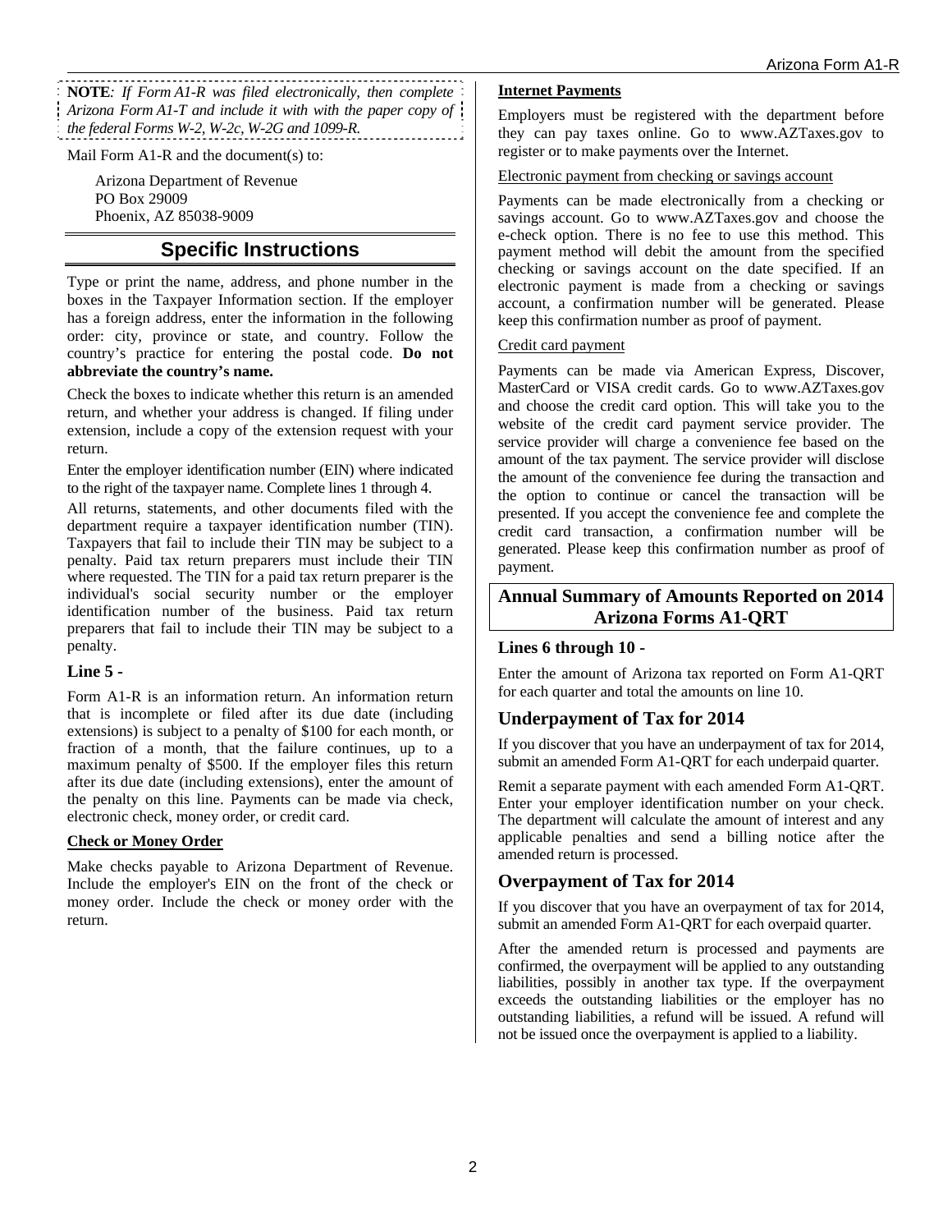> **NOTE**: *If Form A1-R was filed electronically, then complete Arizona Form A1-T and include it with with the paper copy of the federal Forms W-2, W-2c, W-2G and 1099-R.*

Mail Form A1-R and the document(s) to:

Arizona Department of Revenue
PO Box 29009
Phoenix, AZ 85038-9009

## Specific Instructions

Type or print the name, address, and phone number in the boxes in the Taxpayer Information section. If the employer has a foreign address, enter the information in the following order: city, province or state, and country. Follow the country's practice for entering the postal code. **Do not abbreviate the country's name.**

Check the boxes to indicate whether this return is an amended return, and whether your address is changed. If filing under extension, include a copy of the extension request with your return.

Enter the employer identification number (EIN) where indicated to the right of the taxpayer name. Complete lines 1 through 4.

All returns, statements, and other documents filed with the department require a taxpayer identification number (TIN). Taxpayers that fail to include their TIN may be subject to a penalty. Paid tax return preparers must include their TIN where requested. The TIN for a paid tax return preparer is the individual's social security number or the employer identification number of the business. Paid tax return preparers that fail to include their TIN may be subject to a penalty.

### Line 5 -

Form A1-R is an information return. An information return that is incomplete or filed after its due date (including extensions) is subject to a penalty of $100 for each month, or fraction of a month, that the failure continues, up to a maximum penalty of $500. If the employer files this return after its due date (including extensions), enter the amount of the penalty on this line. Payments can be made via check, electronic check, money order, or credit card.

**Check or Money Order**

Make checks payable to Arizona Department of Revenue. Include the employer's EIN on the front of the check or money order. Include the check or money order with the return.

**Internet Payments**

Employers must be registered with the department before they can pay taxes online. Go to www.AZTaxes.gov to register or to make payments over the Internet.

Electronic payment from checking or savings account

Payments can be made electronically from a checking or savings account. Go to www.AZTaxes.gov and choose the e-check option. There is no fee to use this method. This payment method will debit the amount from the specified checking or savings account on the date specified. If an electronic payment is made from a checking or savings account, a confirmation number will be generated. Please keep this confirmation number as proof of payment.

Credit card payment

Payments can be made via American Express, Discover, MasterCard or VISA credit cards. Go to www.AZTaxes.gov and choose the credit card option. This will take you to the website of the credit card payment service provider. The service provider will charge a convenience fee based on the amount of the tax payment. The service provider will disclose the amount of the convenience fee during the transaction and the option to continue or cancel the transaction will be presented. If you accept the convenience fee and complete the credit card transaction, a confirmation number will be generated. Please keep this confirmation number as proof of payment.

## Annual Summary of Amounts Reported on 2014 Arizona Forms A1-QRT

### Lines 6 through 10 -

Enter the amount of Arizona tax reported on Form A1-QRT for each quarter and total the amounts on line 10.

### Underpayment of Tax for 2014

If you discover that you have an underpayment of tax for 2014, submit an amended Form A1-QRT for each underpaid quarter.

Remit a separate payment with each amended Form A1-QRT. Enter your employer identification number on your check. The department will calculate the amount of interest and any applicable penalties and send a billing notice after the amended return is processed.

### Overpayment of Tax for 2014

If you discover that you have an overpayment of tax for 2014, submit an amended Form A1-QRT for each overpaid quarter.

After the amended return is processed and payments are confirmed, the overpayment will be applied to any outstanding liabilities, possibly in another tax type. If the overpayment exceeds the outstanding liabilities or the employer has no outstanding liabilities, a refund will be issued. A refund will not be issued once the overpayment is applied to a liability.